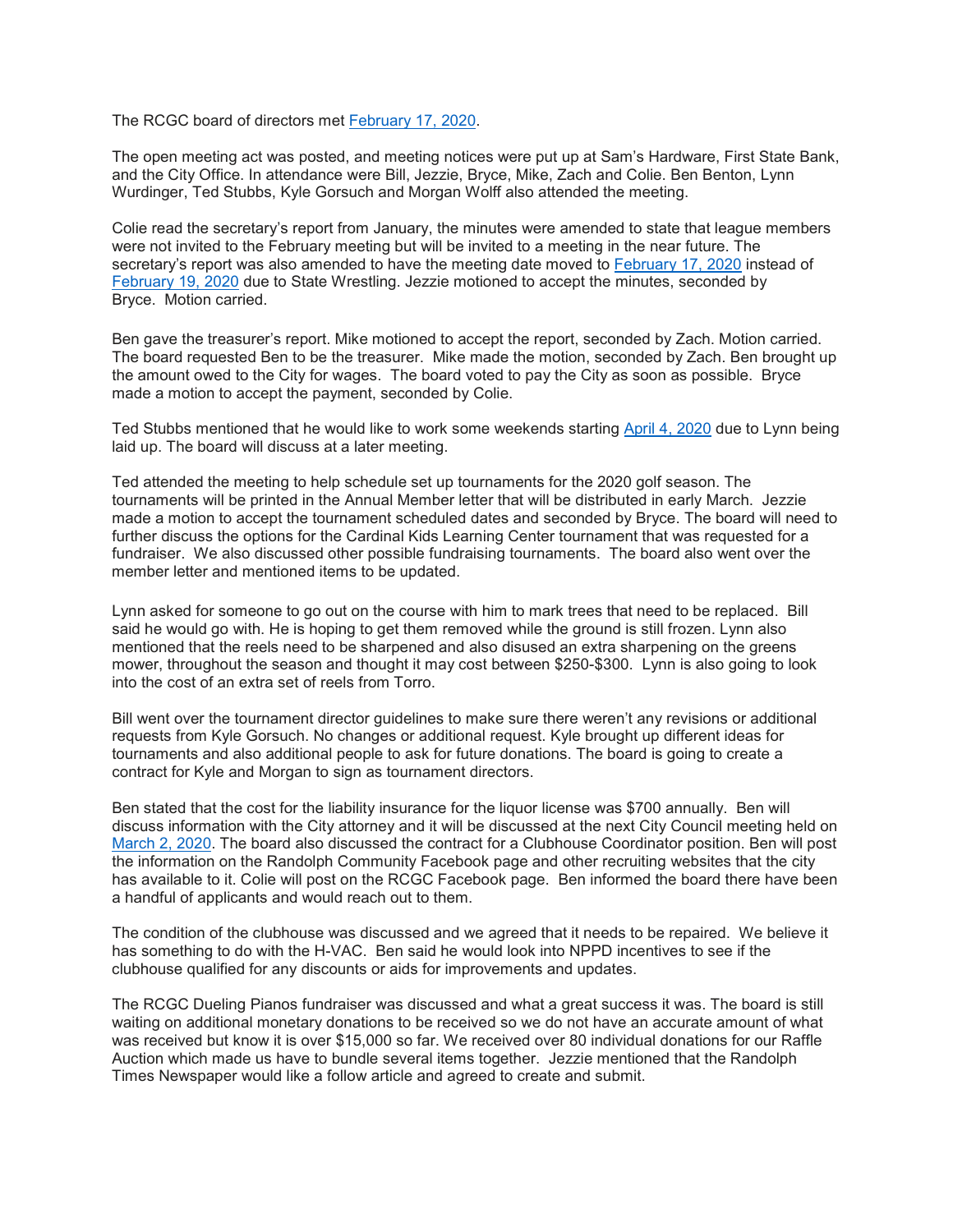The RCGC board of directors met February 17, 2020.

The open meeting act was posted, and meeting notices were put up at Sam's Hardware, First State Bank, and the City Office. In attendance were Bill, Jezzie, Bryce, Mike, Zach and Colie. Ben Benton, Lynn Wurdinger, Ted Stubbs, Kyle Gorsuch and Morgan Wolff also attended the meeting.

Colie read the secretary's report from January, the minutes were amended to state that league members were not invited to the February meeting but will be invited to a meeting in the near future. The secretary's report was also amended to have the meeting date moved to February 17, 2020 instead of February 19, 2020 due to State Wrestling. Jezzie motioned to accept the minutes, seconded by Bryce. Motion carried.

Ben gave the treasurer's report. Mike motioned to accept the report, seconded by Zach. Motion carried. The board requested Ben to be the treasurer. Mike made the motion, seconded by Zach. Ben brought up the amount owed to the City for wages. The board voted to pay the City as soon as possible. Bryce made a motion to accept the payment, seconded by Colie.

Ted Stubbs mentioned that he would like to work some weekends starting April 4, 2020 due to Lynn being laid up. The board will discuss at a later meeting.

Ted attended the meeting to help schedule set up tournaments for the 2020 golf season. The tournaments will be printed in the Annual Member letter that will be distributed in early March. Jezzie made a motion to accept the tournament scheduled dates and seconded by Bryce. The board will need to further discuss the options for the Cardinal Kids Learning Center tournament that was requested for a fundraiser. We also discussed other possible fundraising tournaments. The board also went over the member letter and mentioned items to be updated.

Lynn asked for someone to go out on the course with him to mark trees that need to be replaced. Bill said he would go with. He is hoping to get them removed while the ground is still frozen. Lynn also mentioned that the reels need to be sharpened and also disused an extra sharpening on the greens mower, throughout the season and thought it may cost between $250-$300. Lynn is also going to look into the cost of an extra set of reels from Torro.

Bill went over the tournament director guidelines to make sure there weren't any revisions or additional requests from Kyle Gorsuch. No changes or additional request. Kyle brought up different ideas for tournaments and also additional people to ask for future donations. The board is going to create a contract for Kyle and Morgan to sign as tournament directors.

Ben stated that the cost for the liability insurance for the liquor license was $700 annually. Ben will discuss information with the City attorney and it will be discussed at the next City Council meeting held on March 2, 2020. The board also discussed the contract for a Clubhouse Coordinator position. Ben will post the information on the Randolph Community Facebook page and other recruiting websites that the city has available to it. Colie will post on the RCGC Facebook page. Ben informed the board there have been a handful of applicants and would reach out to them.

The condition of the clubhouse was discussed and we agreed that it needs to be repaired. We believe it has something to do with the H-VAC. Ben said he would look into NPPD incentives to see if the clubhouse qualified for any discounts or aids for improvements and updates.

The RCGC Dueling Pianos fundraiser was discussed and what a great success it was. The board is still waiting on additional monetary donations to be received so we do not have an accurate amount of what was received but know it is over $15,000 so far. We received over 80 individual donations for our Raffle Auction which made us have to bundle several items together. Jezzie mentioned that the Randolph Times Newspaper would like a follow article and agreed to create and submit.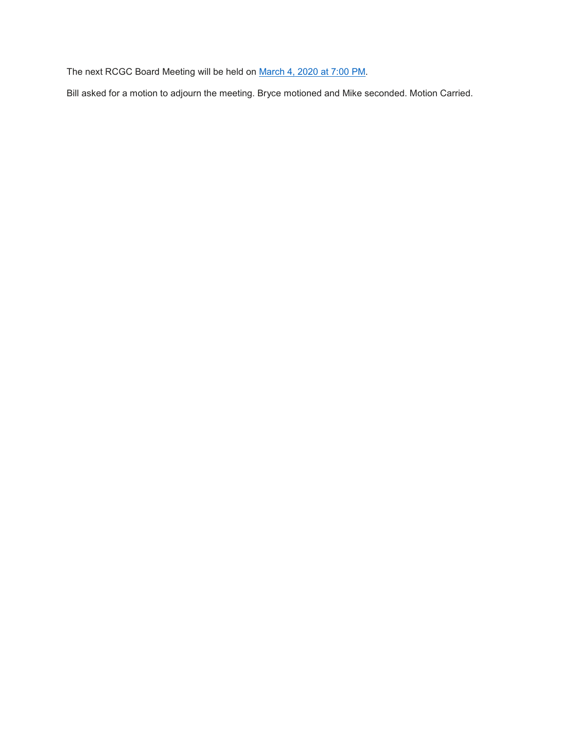The next RCGC Board Meeting will be held on March 4, 2020 at 7:00 PM.

Bill asked for a motion to adjourn the meeting. Bryce motioned and Mike seconded. Motion Carried.